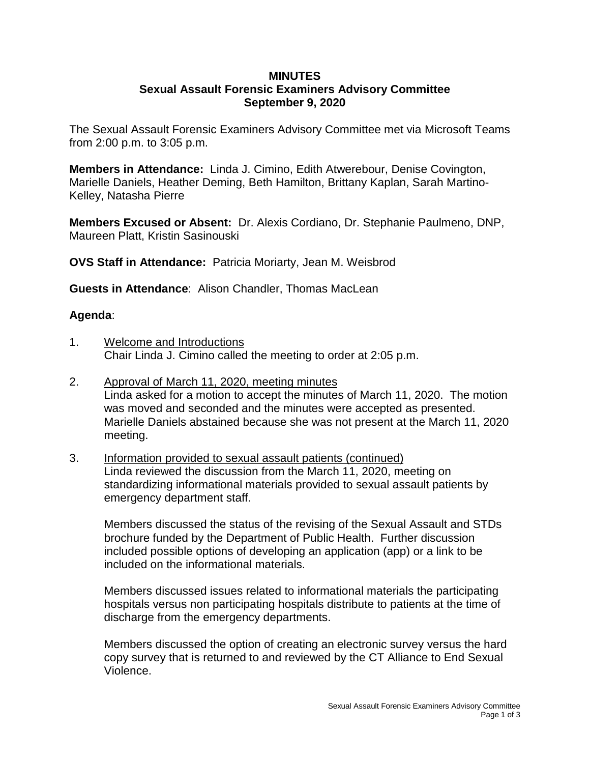# MINUTES
## Sexual Assault Forensic Examiners Advisory Committee
### September 9, 2020

The Sexual Assault Forensic Examiners Advisory Committee met via Microsoft Teams from 2:00 p.m. to 3:05 p.m.

**Members in Attendance:** Linda J. Cimino, Edith Atwerebour, Denise Covington, Marielle Daniels, Heather Deming, Beth Hamilton, Brittany Kaplan, Sarah Martino-Kelley, Natasha Pierre

**Members Excused or Absent:** Dr. Alexis Cordiano, Dr. Stephanie Paulmeno, DNP, Maureen Platt, Kristin Sasinouski

**OVS Staff in Attendance:** Patricia Moriarty, Jean M. Weisbrod

**Guests in Attendance**: Alison Chandler, Thomas MacLean

**Agenda**:

1. Welcome and Introductions
   Chair Linda J. Cimino called the meeting to order at 2:05 p.m.

2. Approval of March 11, 2020, meeting minutes
   Linda asked for a motion to accept the minutes of March 11, 2020. The motion was moved and seconded and the minutes were accepted as presented. Marielle Daniels abstained because she was not present at the March 11, 2020 meeting.

3. Information provided to sexual assault patients (continued)
   Linda reviewed the discussion from the March 11, 2020, meeting on standardizing informational materials provided to sexual assault patients by emergency department staff.

   Members discussed the status of the revising of the Sexual Assault and STDs brochure funded by the Department of Public Health. Further discussion included possible options of developing an application (app) or a link to be included on the informational materials.

   Members discussed issues related to informational materials the participating hospitals versus non participating hospitals distribute to patients at the time of discharge from the emergency departments.

   Members discussed the option of creating an electronic survey versus the hard copy survey that is returned to and reviewed by the CT Alliance to End Sexual Violence.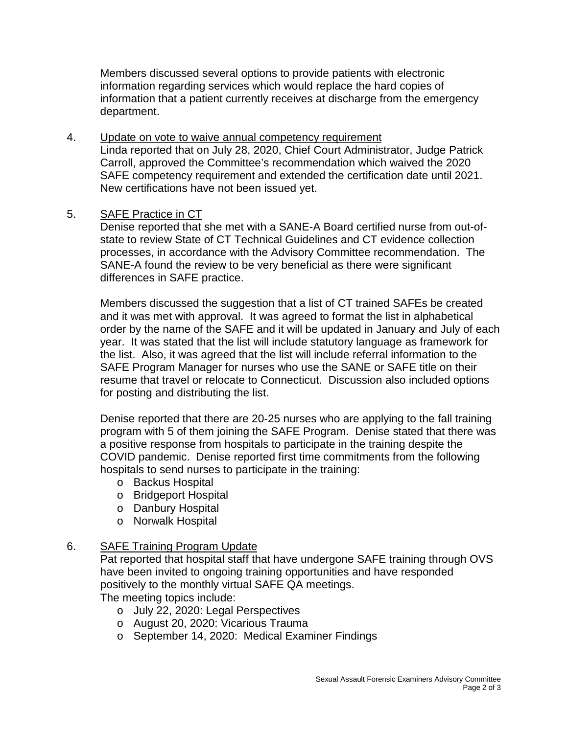Members discussed several options to provide patients with electronic information regarding services which would replace the hard copies of information that a patient currently receives at discharge from the emergency department.

4. <u>Update on vote to waive annual competency requirement</u>
   Linda reported that on July 28, 2020, Chief Court Administrator, Judge Patrick Carroll, approved the Committee's recommendation which waived the 2020 SAFE competency requirement and extended the certification date until 2021. New certifications have not been issued yet.

5. <u>SAFE Practice in CT</u>
   Denise reported that she met with a SANE-A Board certified nurse from out-of-state to review State of CT Technical Guidelines and CT evidence collection processes, in accordance with the Advisory Committee recommendation. The SANE-A found the review to be very beneficial as there were significant differences in SAFE practice.

   Members discussed the suggestion that a list of CT trained SAFEs be created and it was met with approval. It was agreed to format the list in alphabetical order by the name of the SAFE and it will be updated in January and July of each year. It was stated that the list will include statutory language as framework for the list. Also, it was agreed that the list will include referral information to the SAFE Program Manager for nurses who use the SANE or SAFE title on their resume that travel or relocate to Connecticut. Discussion also included options for posting and distributing the list.

   Denise reported that there are 20-25 nurses who are applying to the fall training program with 5 of them joining the SAFE Program. Denise stated that there was a positive response from hospitals to participate in the training despite the COVID pandemic. Denise reported first time commitments from the following hospitals to send nurses to participate in the training:
   - Backus Hospital
   - Bridgeport Hospital
   - Danbury Hospital
   - Norwalk Hospital

6. <u>SAFE Training Program Update</u>
   Pat reported that hospital staff that have undergone SAFE training through OVS have been invited to ongoing training opportunities and have responded positively to the monthly virtual SAFE QA meetings.
   The meeting topics include:
   - July 22, 2020: Legal Perspectives
   - August 20, 2020: Vicarious Trauma
   - September 14, 2020: Medical Examiner Findings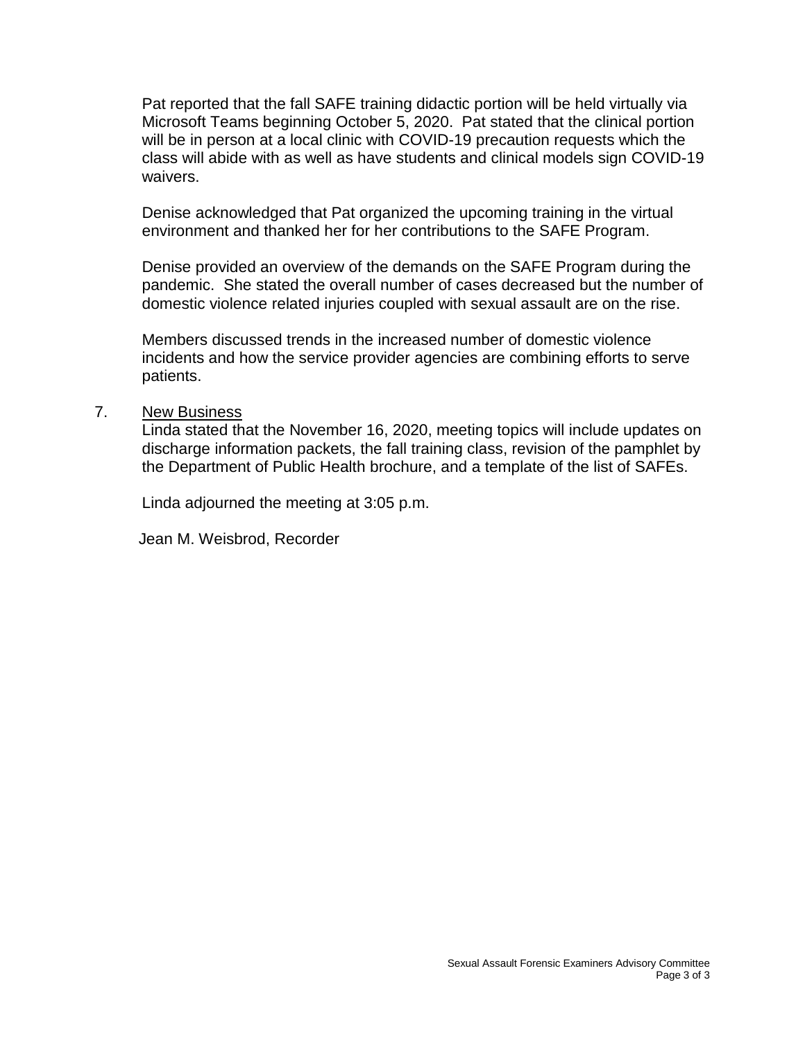Pat reported that the fall SAFE training didactic portion will be held virtually via Microsoft Teams beginning October 5, 2020. Pat stated that the clinical portion will be in person at a local clinic with COVID-19 precaution requests which the class will abide with as well as have students and clinical models sign COVID-19 waivers.

Denise acknowledged that Pat organized the upcoming training in the virtual environment and thanked her for her contributions to the SAFE Program.

Denise provided an overview of the demands on the SAFE Program during the pandemic. She stated the overall number of cases decreased but the number of domestic violence related injuries coupled with sexual assault are on the rise.

Members discussed trends in the increased number of domestic violence incidents and how the service provider agencies are combining efforts to serve patients.

7. New Business

Linda stated that the November 16, 2020, meeting topics will include updates on discharge information packets, the fall training class, revision of the pamphlet by the Department of Public Health brochure, and a template of the list of SAFEs.

Linda adjourned the meeting at 3:05 p.m.

Jean M. Weisbrod, Recorder